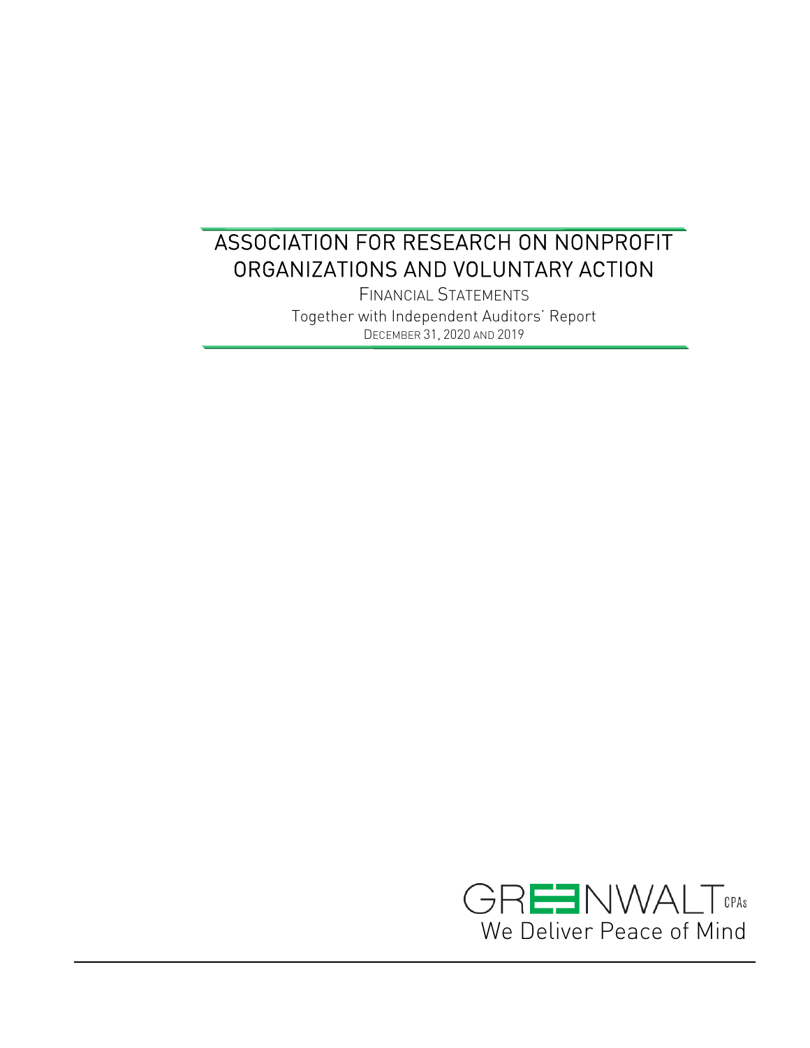# ASSOCIATION FOR RESEARCH ON NONPROFIT ORGANIZATIONS AND VOLUNTARY ACTION

FINANCIAL STATEMENTS

Together with Independent Auditors' Report

DECEMBER 31, 2020 AND 2019

GREENWALT CPAs

We Deliver Peace of Mind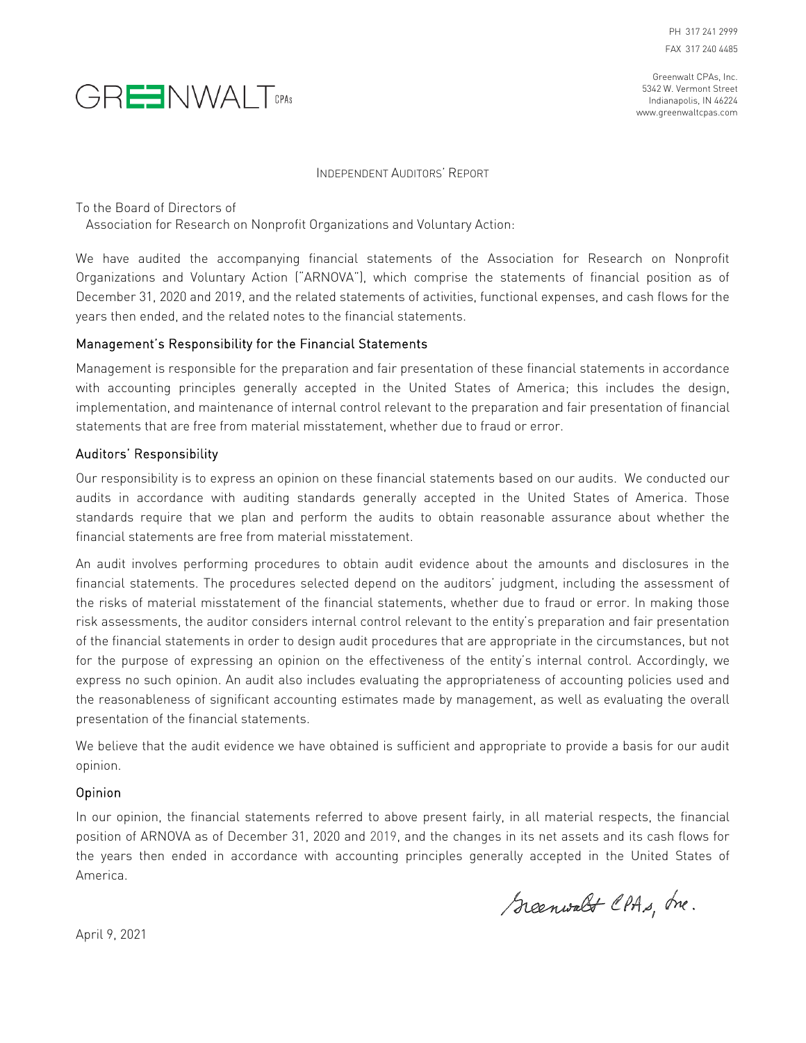PH 317 241 2999
FAX 317 240 4485

GREENWALT CPAs

Greenwalt CPAs, Inc.
5342 W. Vermont Street
Indianapolis, IN 46224
www.greenwaltcpas.com

# INDEPENDENT AUDITORS' REPORT

To the Board of Directors of
Association for Research on Nonprofit Organizations and Voluntary Action:

We have audited the accompanying financial statements of the Association for Research on Nonprofit Organizations and Voluntary Action ("ARNOVA"), which comprise the statements of financial position as of December 31, 2020 and 2019, and the related statements of activities, functional expenses, and cash flows for the years then ended, and the related notes to the financial statements.

## Management's Responsibility for the Financial Statements

Management is responsible for the preparation and fair presentation of these financial statements in accordance with accounting principles generally accepted in the United States of America; this includes the design, implementation, and maintenance of internal control relevant to the preparation and fair presentation of financial statements that are free from material misstatement, whether due to fraud or error.

## Auditors' Responsibility

Our responsibility is to express an opinion on these financial statements based on our audits. We conducted our audits in accordance with auditing standards generally accepted in the United States of America. Those standards require that we plan and perform the audits to obtain reasonable assurance about whether the financial statements are free from material misstatement.

An audit involves performing procedures to obtain audit evidence about the amounts and disclosures in the financial statements. The procedures selected depend on the auditors' judgment, including the assessment of the risks of material misstatement of the financial statements, whether due to fraud or error. In making those risk assessments, the auditor considers internal control relevant to the entity's preparation and fair presentation of the financial statements in order to design audit procedures that are appropriate in the circumstances, but not for the purpose of expressing an opinion on the effectiveness of the entity's internal control. Accordingly, we express no such opinion. An audit also includes evaluating the appropriateness of accounting policies used and the reasonableness of significant accounting estimates made by management, as well as evaluating the overall presentation of the financial statements.

We believe that the audit evidence we have obtained is sufficient and appropriate to provide a basis for our audit opinion.

## Opinion

In our opinion, the financial statements referred to above present fairly, in all material respects, the financial position of ARNOVA as of December 31, 2020 and 2019, and the changes in its net assets and its cash flows for the years then ended in accordance with accounting principles generally accepted in the United States of America.

Greenwalt CPAs, Inc.

April 9, 2021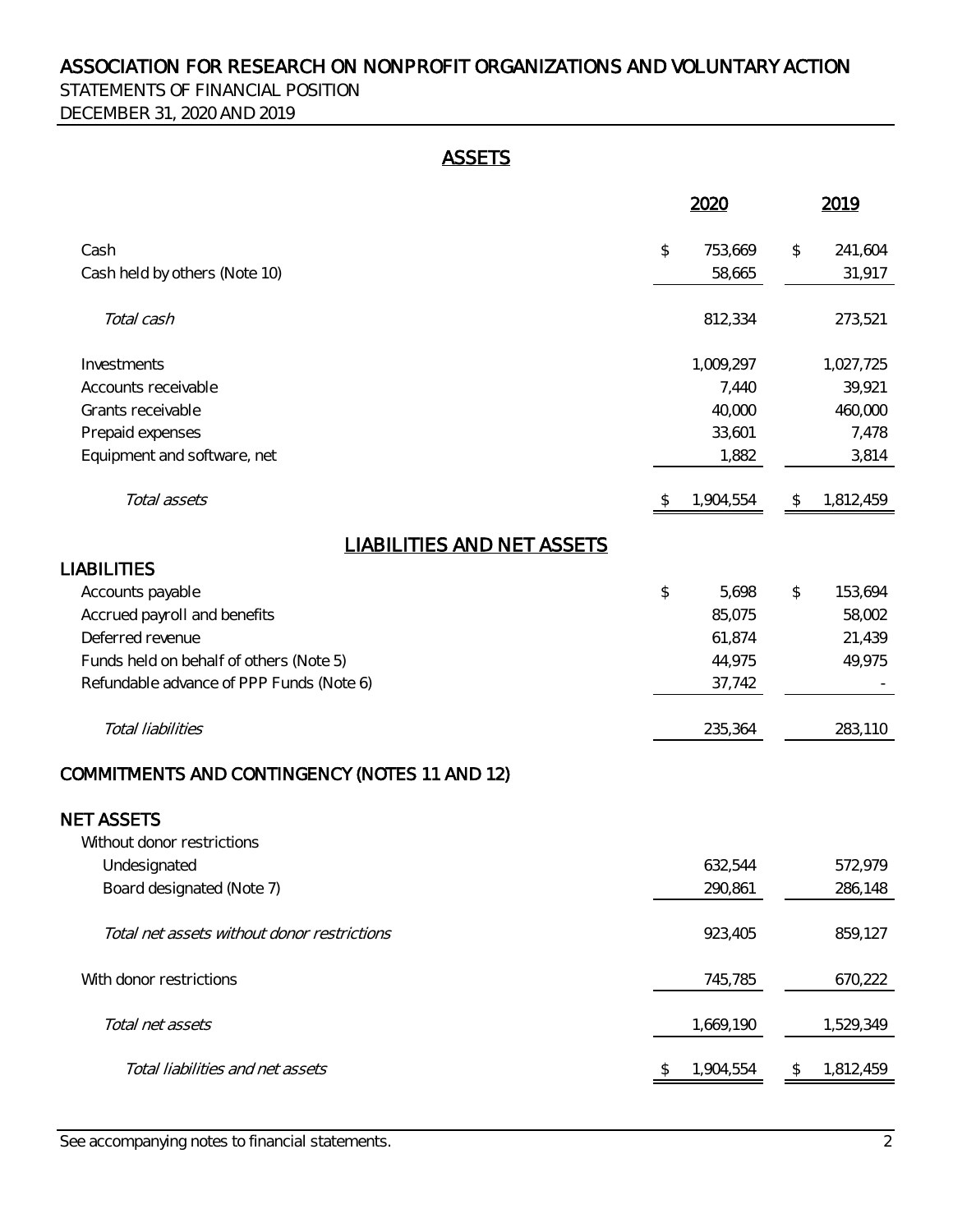# ASSOCIATION FOR RESEARCH ON NONPROFIT ORGANIZATIONS AND VOLUNTARY ACTION

STATEMENTS OF FINANCIAL POSITION

DECEMBER 31, 2020 AND 2019

## ASSETS

| | 2020 | 2019 |
|---|---|---|
| Cash | $ 753,669 | $ 241,604 |
| Cash held by others (Note 10) | 58,665 | 31,917 |
| *Total cash* | 812,334 | 273,521 |
| Investments | 1,009,297 | 1,027,725 |
| Accounts receivable | 7,440 | 39,921 |
| Grants receivable | 40,000 | 460,000 |
| Prepaid expenses | 33,601 | 7,478 |
| Equipment and software, net | 1,882 | 3,814 |
| *Total assets* | $ 1,904,554 | $ 1,812,459 |

## LIABILITIES AND NET ASSETS

| | 2020 | 2019 |
|---|---|---|
| **LIABILITIES** | | |
| Accounts payable | $ 5,698 | $ 153,694 |
| Accrued payroll and benefits | 85,075 | 58,002 |
| Deferred revenue | 61,874 | 21,439 |
| Funds held on behalf of others (Note 5) | 44,975 | 49,975 |
| Refundable advance of PPP Funds (Note 6) | 37,742 | - |
| *Total liabilities* | 235,364 | 283,110 |
| **COMMITMENTS AND CONTINGENCY (NOTES 11 AND 12)** | | |
| **NET ASSETS** | | |
| Without donor restrictions | | |
| Undesignated | 632,544 | 572,979 |
| Board designated (Note 7) | 290,861 | 286,148 |
| *Total net assets without donor restrictions* | 923,405 | 859,127 |
| With donor restrictions | 745,785 | 670,222 |
| *Total net assets* | 1,669,190 | 1,529,349 |
| *Total liabilities and net assets* | $ 1,904,554 | $ 1,812,459 |

See accompanying notes to financial statements.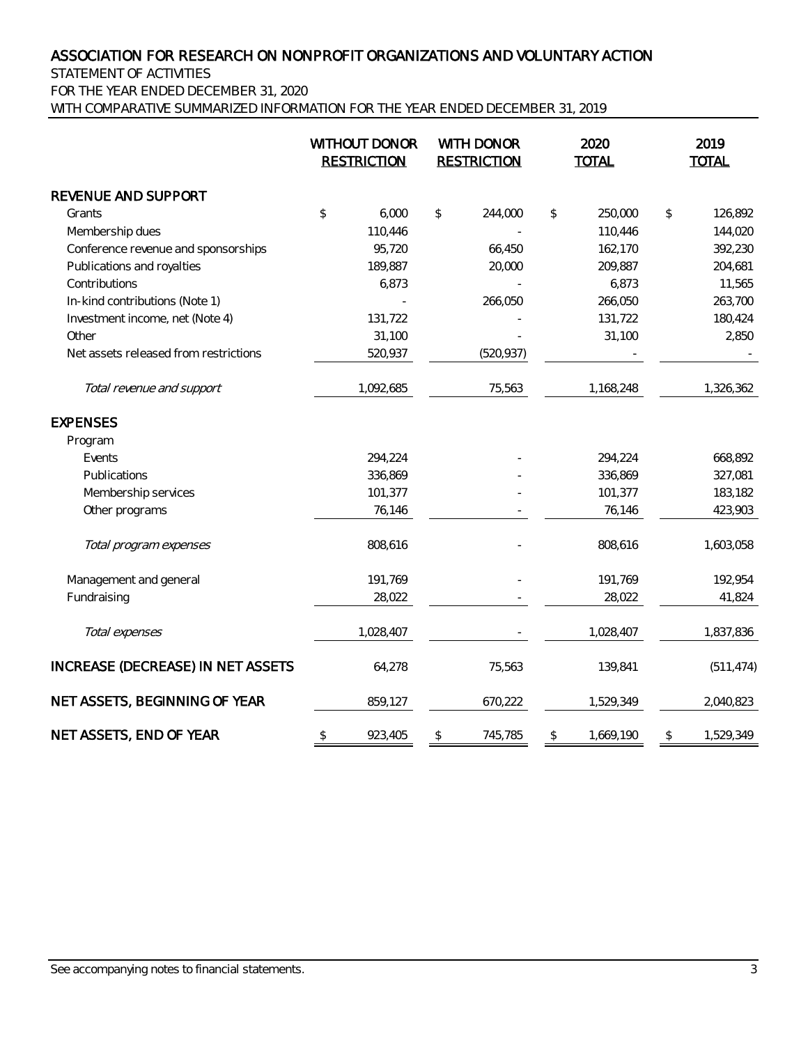# ASSOCIATION FOR RESEARCH ON NONPROFIT ORGANIZATIONS AND VOLUNTARY ACTION

STATEMENT OF ACTIVITIES

FOR THE YEAR ENDED DECEMBER 31, 2020

WITH COMPARATIVE SUMMARIZED INFORMATION FOR THE YEAR ENDED DECEMBER 31, 2019

| | WITHOUT DONOR RESTRICTION | WITH DONOR RESTRICTION | 2020 TOTAL | 2019 TOTAL |
|---|---|---|---|---|
| **REVENUE AND SUPPORT** | | | | |
| Grants | $ 6,000 | $ 244,000 | $ 250,000 | $ 126,892 |
| Membership dues | 110,446 | - | 110,446 | 144,020 |
| Conference revenue and sponsorships | 95,720 | 66,450 | 162,170 | 392,230 |
| Publications and royalties | 189,887 | 20,000 | 209,887 | 204,681 |
| Contributions | 6,873 | - | 6,873 | 11,565 |
| In-kind contributions (Note 1) | - | 266,050 | 266,050 | 263,700 |
| Investment income, net (Note 4) | 131,722 | - | 131,722 | 180,424 |
| Other | 31,100 | - | 31,100 | 2,850 |
| Net assets released from restrictions | 520,937 | (520,937) | - | - |
| *Total revenue and support* | 1,092,685 | 75,563 | 1,168,248 | 1,326,362 |
| **EXPENSES** | | | | |
| Program | | | | |
| Events | 294,224 | - | 294,224 | 668,892 |
| Publications | 336,869 | - | 336,869 | 327,081 |
| Membership services | 101,377 | - | 101,377 | 183,182 |
| Other programs | 76,146 | - | 76,146 | 423,903 |
| *Total program expenses* | 808,616 | - | 808,616 | 1,603,058 |
| Management and general | 191,769 | - | 191,769 | 192,954 |
| Fundraising | 28,022 | - | 28,022 | 41,824 |
| *Total expenses* | 1,028,407 | - | 1,028,407 | 1,837,836 |
| **INCREASE (DECREASE) IN NET ASSETS** | 64,278 | 75,563 | 139,841 | (511,474) |
| **NET ASSETS, BEGINNING OF YEAR** | 859,127 | 670,222 | 1,529,349 | 2,040,823 |
| **NET ASSETS, END OF YEAR** | $ 923,405 | $ 745,785 | $ 1,669,190 | $ 1,529,349 |

See accompanying notes to financial statements.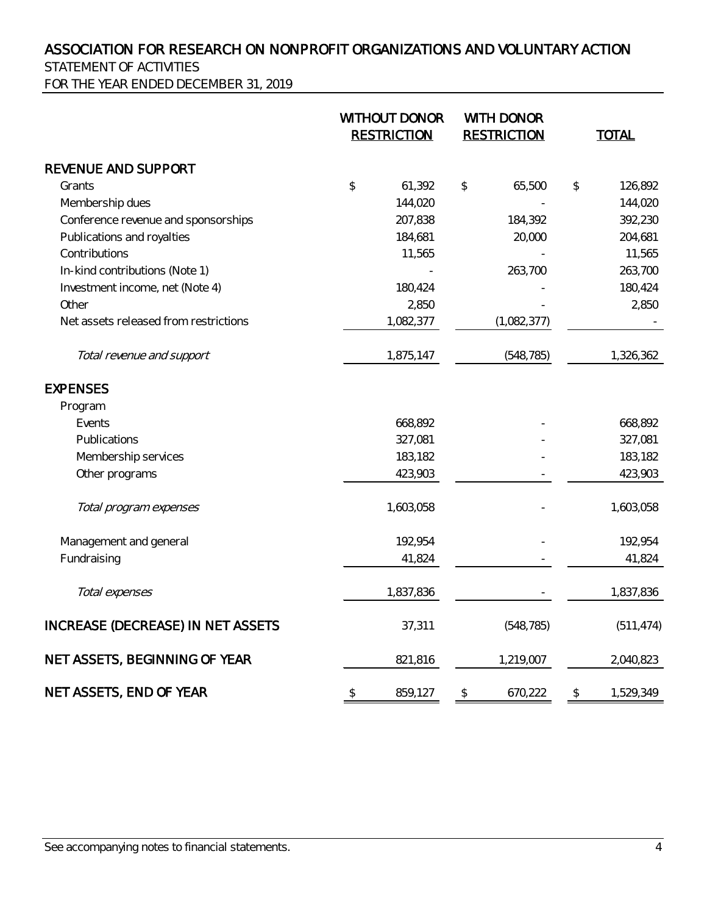# ASSOCIATION FOR RESEARCH ON NONPROFIT ORGANIZATIONS AND VOLUNTARY ACTION

## STATEMENT OF ACTIVITIES

## FOR THE YEAR ENDED DECEMBER 31, 2019

| | WITHOUT DONOR RESTRICTION | WITH DONOR RESTRICTION | TOTAL |
|---|---|---|---|
| **REVENUE AND SUPPORT** | | | |
| Grants | $ 61,392 | $ 65,500 | $ 126,892 |
| Membership dues | 144,020 | - | 144,020 |
| Conference revenue and sponsorships | 207,838 | 184,392 | 392,230 |
| Publications and royalties | 184,681 | 20,000 | 204,681 |
| Contributions | 11,565 | - | 11,565 |
| In-kind contributions (Note 1) | - | 263,700 | 263,700 |
| Investment income, net (Note 4) | 180,424 | - | 180,424 |
| Other | 2,850 | - | 2,850 |
| Net assets released from restrictions | 1,082,377 | (1,082,377) | - |
| *Total revenue and support* | 1,875,147 | (548,785) | 1,326,362 |
| **EXPENSES** | | | |
| Program | | | |
| Events | 668,892 | - | 668,892 |
| Publications | 327,081 | - | 327,081 |
| Membership services | 183,182 | - | 183,182 |
| Other programs | 423,903 | - | 423,903 |
| *Total program expenses* | 1,603,058 | - | 1,603,058 |
| Management and general | 192,954 | - | 192,954 |
| Fundraising | 41,824 | - | 41,824 |
| *Total expenses* | 1,837,836 | - | 1,837,836 |
| **INCREASE (DECREASE) IN NET ASSETS** | 37,311 | (548,785) | (511,474) |
| **NET ASSETS, BEGINNING OF YEAR** | 821,816 | 1,219,007 | 2,040,823 |
| **NET ASSETS, END OF YEAR** | $ 859,127 | $ 670,222 | $ 1,529,349 |

See accompanying notes to financial statements.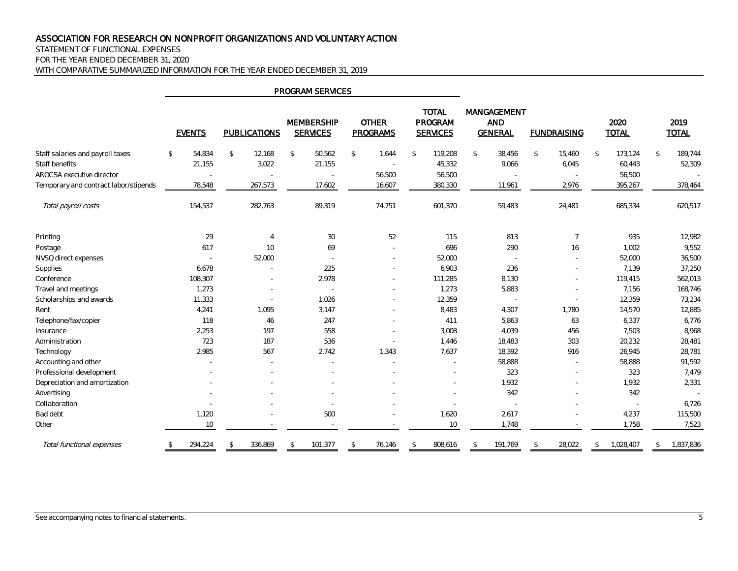# ASSOCIATION FOR RESEARCH ON NONPROFIT ORGANIZATIONS AND VOLUNTARY ACTION

STATEMENT OF FUNCTIONAL EXPENSES
FOR THE YEAR ENDED DECEMBER 31, 2020
WITH COMPARATIVE SUMMARIZED INFORMATION FOR THE YEAR ENDED DECEMBER 31, 2019

| | PROGRAM SERVICES | | | | | | | | |
|---|---|---|---|---|---|---|---|---|---|
| | EVENTS | PUBLICATIONS | MEMBERSHIP SERVICES | OTHER PROGRAMS | TOTAL PROGRAM SERVICES | MANGAGEMENT AND GENERAL | FUNDRAISING | 2020 TOTAL | 2019 TOTAL |
| Staff salaries and payroll taxes | $ 54,834 | $ 12,168 | $ 50,562 | $ 1,644 | $ 119,208 | $ 38,456 | $ 15,460 | $ 173,124 | $ 189,744 |
| Staff benefits | 21,155 | 3,022 | 21,155 | - | 45,332 | 9,066 | 6,045 | 60,443 | 52,309 |
| AROCSA executive director | - | - | - | 56,500 | 56,500 | - | - | 56,500 | - |
| Temporary and contract labor/stipends | 78,548 | 267,573 | 17,602 | 16,607 | 380,330 | 11,961 | 2,976 | 395,267 | 378,464 |
| *Total payroll costs* | 154,537 | 282,763 | 89,319 | 74,751 | 601,370 | 59,483 | 24,481 | 685,334 | 620,517 |
| Printing | 29 | 4 | 30 | 52 | 115 | 813 | 7 | 935 | 12,982 |
| Postage | 617 | 10 | 69 | - | 696 | 290 | 16 | 1,002 | 9,552 |
| NVSQ direct expenses | - | 52,000 | - | - | 52,000 | - | - | 52,000 | 36,500 |
| Supplies | 6,678 | - | 225 | - | 6,903 | 236 | - | 7,139 | 37,250 |
| Conference | 108,307 | - | 2,978 | - | 111,285 | 8,130 | - | 119,415 | 562,013 |
| Travel and meetings | 1,273 | - | - | - | 1,273 | 5,883 | - | 7,156 | 168,746 |
| Scholarships and awards | 11,333 | - | 1,026 | - | 12,359 | - | - | 12,359 | 73,234 |
| Rent | 4,241 | 1,095 | 3,147 | - | 8,483 | 4,307 | 1,780 | 14,570 | 12,885 |
| Telephone/fax/copier | 118 | 46 | 247 | - | 411 | 5,863 | 63 | 6,337 | 6,776 |
| Insurance | 2,253 | 197 | 558 | - | 3,008 | 4,039 | 456 | 7,503 | 8,968 |
| Administration | 723 | 187 | 536 | - | 1,446 | 18,483 | 303 | 20,232 | 28,481 |
| Technology | 2,985 | 567 | 2,742 | 1,343 | 7,637 | 18,392 | 916 | 26,945 | 28,781 |
| Accounting and other | - | - | - | - | - | 58,888 | - | 58,888 | 91,592 |
| Professional development | - | - | - | - | - | 323 | - | 323 | 7,479 |
| Depreciation and amortization | - | - | - | - | - | 1,932 | - | 1,932 | 2,331 |
| Advertising | - | - | - | - | - | 342 | - | 342 | - |
| Collaboration | - | - | - | - | - | - | - | - | 6,726 |
| Bad debt | 1,120 | - | 500 | - | 1,620 | 2,617 | - | 4,237 | 115,500 |
| Other | 10 | - | - | - | 10 | 1,748 | - | 1,758 | 7,523 |
| *Total functional expenses* | $ 294,224 | $ 336,869 | $ 101,377 | $ 76,146 | $ 808,616 | $ 191,769 | $ 28,022 | $ 1,028,407 | $ 1,837,836 |

See accompanying notes to financial statements.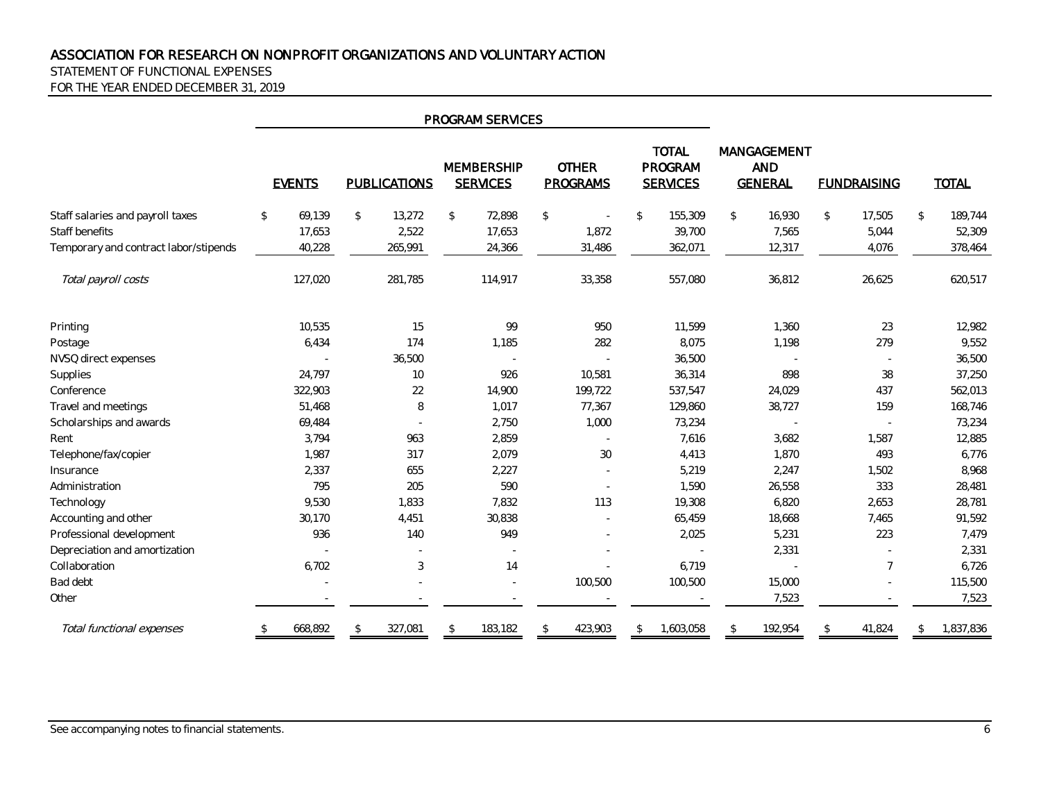# ASSOCIATION FOR RESEARCH ON NONPROFIT ORGANIZATIONS AND VOLUNTARY ACTION

STATEMENT OF FUNCTIONAL EXPENSES

FOR THE YEAR ENDED DECEMBER 31, 2019

| | PROGRAM SERVICES | | | | | | | |
|---|---|---|---|---|---|---|---|---|
| | EVENTS | PUBLICATIONS | MEMBERSHIP SERVICES | OTHER PROGRAMS | TOTAL PROGRAM SERVICES | MANGAGEMENT AND GENERAL | FUNDRAISING | TOTAL |
| Staff salaries and payroll taxes | $ 69,139 | $ 13,272 | $ 72,898 | $ - | $ 155,309 | $ 16,930 | $ 17,505 | $ 189,744 |
| Staff benefits | 17,653 | 2,522 | 17,653 | 1,872 | 39,700 | 7,565 | 5,044 | 52,309 |
| Temporary and contract labor/stipends | 40,228 | 265,991 | 24,366 | 31,486 | 362,071 | 12,317 | 4,076 | 378,464 |
| *Total payroll costs* | 127,020 | 281,785 | 114,917 | 33,358 | 557,080 | 36,812 | 26,625 | 620,517 |
| Printing | 10,535 | 15 | 99 | 950 | 11,599 | 1,360 | 23 | 12,982 |
| Postage | 6,434 | 174 | 1,185 | 282 | 8,075 | 1,198 | 279 | 9,552 |
| NVSQ direct expenses | - | 36,500 | - | - | 36,500 | - | - | 36,500 |
| Supplies | 24,797 | 10 | 926 | 10,581 | 36,314 | 898 | 38 | 37,250 |
| Conference | 322,903 | 22 | 14,900 | 199,722 | 537,547 | 24,029 | 437 | 562,013 |
| Travel and meetings | 51,468 | 8 | 1,017 | 77,367 | 129,860 | 38,727 | 159 | 168,746 |
| Scholarships and awards | 69,484 | - | 2,750 | 1,000 | 73,234 | - | - | 73,234 |
| Rent | 3,794 | 963 | 2,859 | - | 7,616 | 3,682 | 1,587 | 12,885 |
| Telephone/fax/copier | 1,987 | 317 | 2,079 | 30 | 4,413 | 1,870 | 493 | 6,776 |
| Insurance | 2,337 | 655 | 2,227 | - | 5,219 | 2,247 | 1,502 | 8,968 |
| Administration | 795 | 205 | 590 | - | 1,590 | 26,558 | 333 | 28,481 |
| Technology | 9,530 | 1,833 | 7,832 | 113 | 19,308 | 6,820 | 2,653 | 28,781 |
| Accounting and other | 30,170 | 4,451 | 30,838 | - | 65,459 | 18,668 | 7,465 | 91,592 |
| Professional development | 936 | 140 | 949 | - | 2,025 | 5,231 | 223 | 7,479 |
| Depreciation and amortization | - | - | - | - | - | 2,331 | - | 2,331 |
| Collaboration | 6,702 | 3 | 14 | - | 6,719 | - | 7 | 6,726 |
| Bad debt | - | - | - | 100,500 | 100,500 | 15,000 | - | 115,500 |
| Other | - | - | - | - | - | 7,523 | - | 7,523 |
| *Total functional expenses* | $ 668,892 | $ 327,081 | $ 183,182 | $ 423,903 | $ 1,603,058 | $ 192,954 | $ 41,824 | $ 1,837,836 |

See accompanying notes to financial statements.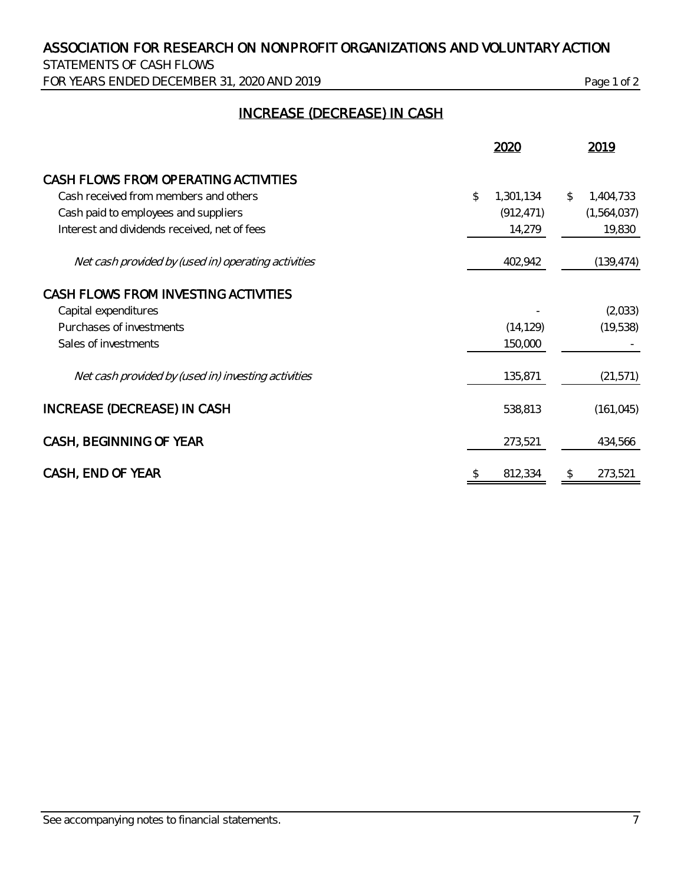# ASSOCIATION FOR RESEARCH ON NONPROFIT ORGANIZATIONS AND VOLUNTARY ACTION

STATEMENTS OF CASH FLOWS

FOR YEARS ENDED DECEMBER 31, 2020 AND 2019

## INCREASE (DECREASE) IN CASH

| | 2020 | 2019 |
|---|---|---|
| **CASH FLOWS FROM OPERATING ACTIVITIES** | | |
| Cash received from members and others | $ 1,301,134 | $ 1,404,733 |
| Cash paid to employees and suppliers | (912,471) | (1,564,037) |
| Interest and dividends received, net of fees | 14,279 | 19,830 |
| *Net cash provided by (used in) operating activities* | 402,942 | (139,474) |
| **CASH FLOWS FROM INVESTING ACTIVITIES** | | |
| Capital expenditures | - | (2,033) |
| Purchases of investments | (14,129) | (19,538) |
| Sales of investments | 150,000 | - |
| *Net cash provided by (used in) investing activities* | 135,871 | (21,571) |
| **INCREASE (DECREASE) IN CASH** | 538,813 | (161,045) |
| **CASH, BEGINNING OF YEAR** | 273,521 | 434,566 |
| **CASH, END OF YEAR** | $ 812,334 | $ 273,521 |

See accompanying notes to financial statements.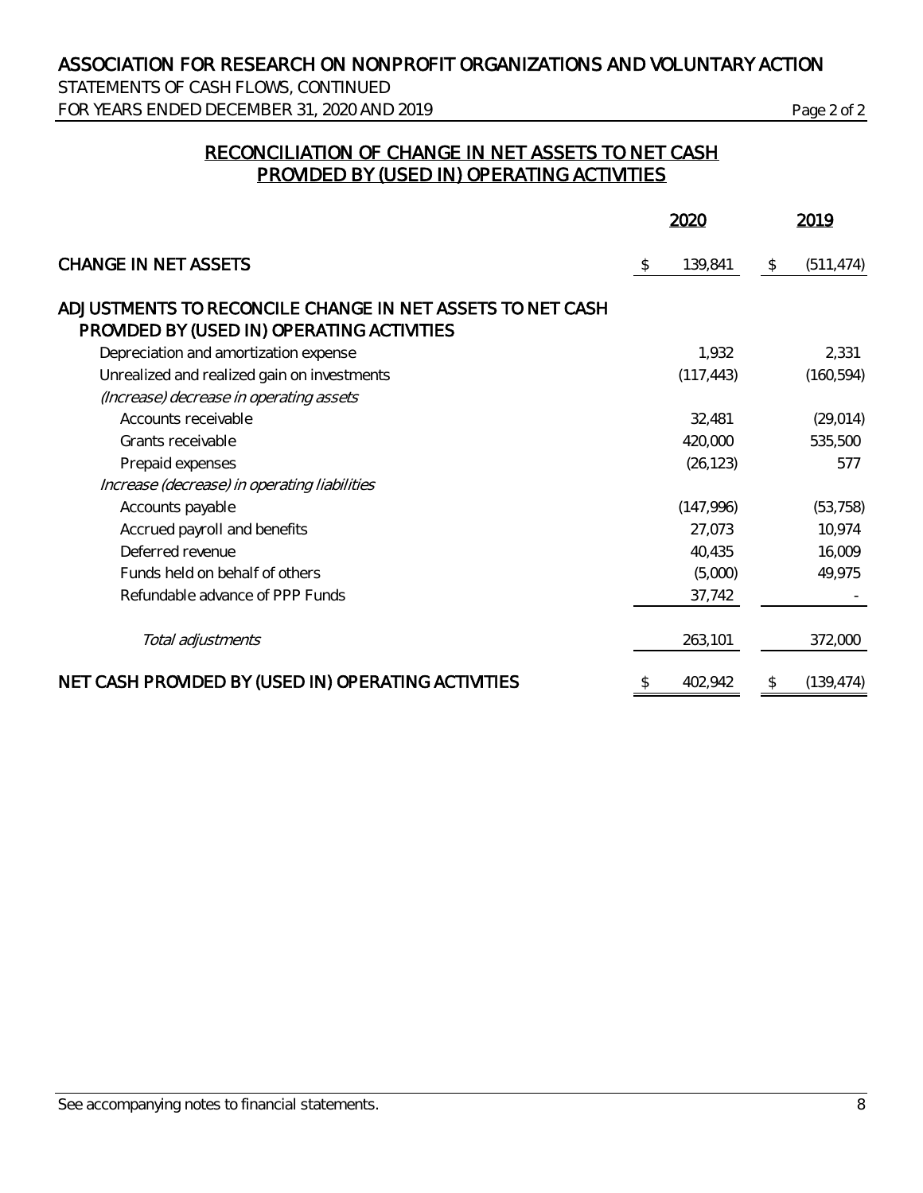# ASSOCIATION FOR RESEARCH ON NONPROFIT ORGANIZATIONS AND VOLUNTARY ACTION

STATEMENTS OF CASH FLOWS, CONTINUED

FOR YEARS ENDED DECEMBER 31, 2020 AND 2019

## RECONCILIATION OF CHANGE IN NET ASSETS TO NET CASH PROVIDED BY (USED IN) OPERATING ACTIVITIES

| | 2020 | 2019 |
|---|---|---|
| CHANGE IN NET ASSETS | $ 139,841 | $ (511,474) |
| ADJUSTMENTS TO RECONCILE CHANGE IN NET ASSETS TO NET CASH PROVIDED BY (USED IN) OPERATING ACTIVITIES | | |
| Depreciation and amortization expense | 1,932 | 2,331 |
| Unrealized and realized gain on investments | (117,443) | (160,594) |
| *(Increase) decrease in operating assets* | | |
| Accounts receivable | 32,481 | (29,014) |
| Grants receivable | 420,000 | 535,500 |
| Prepaid expenses | (26,123) | 577 |
| *Increase (decrease) in operating liabilities* | | |
| Accounts payable | (147,996) | (53,758) |
| Accrued payroll and benefits | 27,073 | 10,974 |
| Deferred revenue | 40,435 | 16,009 |
| Funds held on behalf of others | (5,000) | 49,975 |
| Refundable advance of PPP Funds | 37,742 | - |
| *Total adjustments* | 263,101 | 372,000 |
| NET CASH PROVIDED BY (USED IN) OPERATING ACTIVITIES | $ 402,942 | $ (139,474) |

See accompanying notes to financial statements.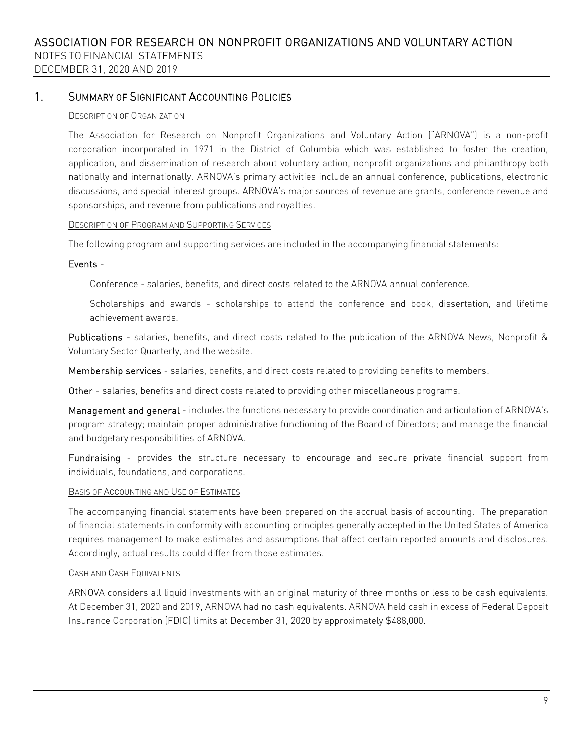# ASSOCIATION FOR RESEARCH ON NONPROFIT ORGANIZATIONS AND VOLUNTARY ACTION

NOTES TO FINANCIAL STATEMENTS

DECEMBER 31, 2020 AND 2019

## 1. SUMMARY OF SIGNIFICANT ACCOUNTING POLICIES

### DESCRIPTION OF ORGANIZATION

The Association for Research on Nonprofit Organizations and Voluntary Action ("ARNOVA") is a non-profit corporation incorporated in 1971 in the District of Columbia which was established to foster the creation, application, and dissemination of research about voluntary action, nonprofit organizations and philanthropy both nationally and internationally. ARNOVA's primary activities include an annual conference, publications, electronic discussions, and special interest groups. ARNOVA's major sources of revenue are grants, conference revenue and sponsorships, and revenue from publications and royalties.

### DESCRIPTION OF PROGRAM AND SUPPORTING SERVICES

The following program and supporting services are included in the accompanying financial statements:

**Events** -

Conference - salaries, benefits, and direct costs related to the ARNOVA annual conference.

Scholarships and awards - scholarships to attend the conference and book, dissertation, and lifetime achievement awards.

**Publications** - salaries, benefits, and direct costs related to the publication of the ARNOVA News, Nonprofit & Voluntary Sector Quarterly, and the website.

**Membership services** - salaries, benefits, and direct costs related to providing benefits to members.

**Other** - salaries, benefits and direct costs related to providing other miscellaneous programs.

**Management and general** - includes the functions necessary to provide coordination and articulation of ARNOVA's program strategy; maintain proper administrative functioning of the Board of Directors; and manage the financial and budgetary responsibilities of ARNOVA.

**Fundraising** - provides the structure necessary to encourage and secure private financial support from individuals, foundations, and corporations.

### BASIS OF ACCOUNTING AND USE OF ESTIMATES

The accompanying financial statements have been prepared on the accrual basis of accounting. The preparation of financial statements in conformity with accounting principles generally accepted in the United States of America requires management to make estimates and assumptions that affect certain reported amounts and disclosures. Accordingly, actual results could differ from those estimates.

### CASH AND CASH EQUIVALENTS

ARNOVA considers all liquid investments with an original maturity of three months or less to be cash equivalents. At December 31, 2020 and 2019, ARNOVA had no cash equivalents. ARNOVA held cash in excess of Federal Deposit Insurance Corporation (FDIC) limits at December 31, 2020 by approximately $488,000.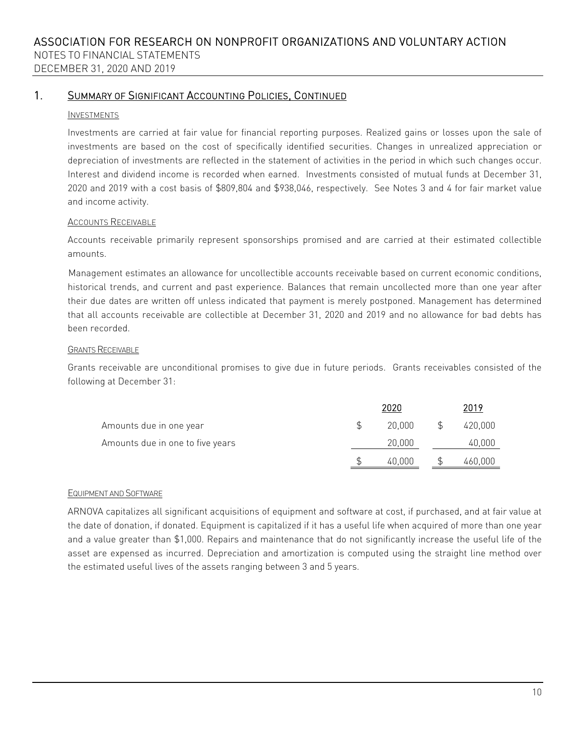## 1. Summary of Significant Accounting Policies, Continued

### Investments

Investments are carried at fair value for financial reporting purposes. Realized gains or losses upon the sale of investments are based on the cost of specifically identified securities. Changes in unrealized appreciation or depreciation of investments are reflected in the statement of activities in the period in which such changes occur. Interest and dividend income is recorded when earned. Investments consisted of mutual funds at December 31, 2020 and 2019 with a cost basis of $809,804 and $938,046, respectively. See Notes 3 and 4 for fair market value and income activity.

### Accounts Receivable

Accounts receivable primarily represent sponsorships promised and are carried at their estimated collectible amounts.

Management estimates an allowance for uncollectible accounts receivable based on current economic conditions, historical trends, and current and past experience. Balances that remain uncollected more than one year after their due dates are written off unless indicated that payment is merely postponed. Management has determined that all accounts receivable are collectible at December 31, 2020 and 2019 and no allowance for bad debts has been recorded.

### Grants Receivable

Grants receivable are unconditional promises to give due in future periods. Grants receivables consisted of the following at December 31:

| | 2020 | 2019 |
|---|---|---|
| Amounts due in one year | $ 20,000 | $ 420,000 |
| Amounts due in one to five years | 20,000 | 40,000 |
| | $ 40,000 | $ 460,000 |

### Equipment and Software

ARNOVA capitalizes all significant acquisitions of equipment and software at cost, if purchased, and at fair value at the date of donation, if donated. Equipment is capitalized if it has a useful life when acquired of more than one year and a value greater than $1,000. Repairs and maintenance that do not significantly increase the useful life of the asset are expensed as incurred. Depreciation and amortization is computed using the straight line method over the estimated useful lives of the assets ranging between 3 and 5 years.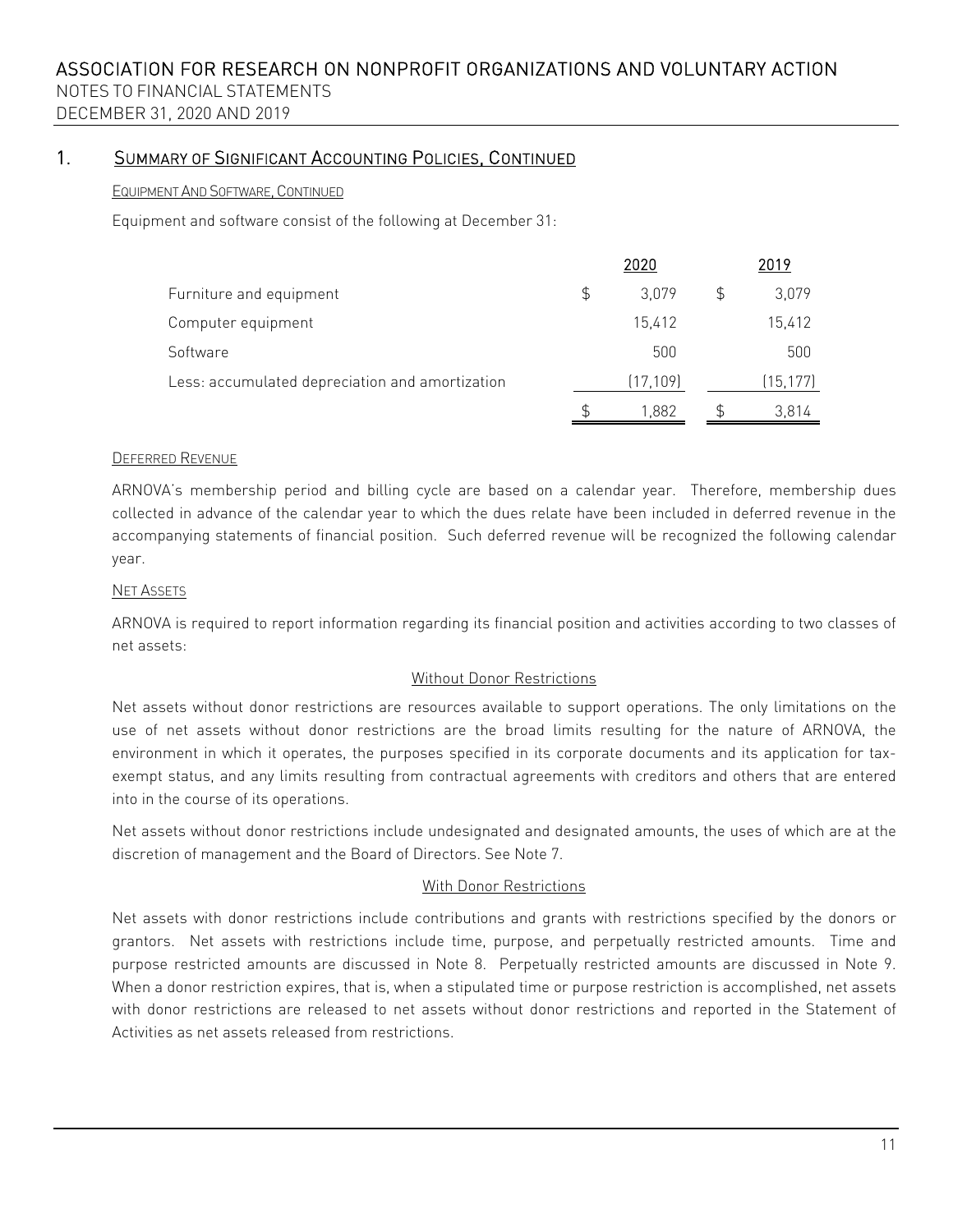## 1. Summary of Significant Accounting Policies, Continued

### Equipment And Software, Continued

Equipment and software consist of the following at December 31:

| | 2020 | 2019 |
|---|---|---|
| Furniture and equipment | $ 3,079 | $ 3,079 |
| Computer equipment | 15,412 | 15,412 |
| Software | 500 | 500 |
| Less: accumulated depreciation and amortization | (17,109) | (15,177) |
| | $ 1,882 | $ 3,814 |

### Deferred Revenue

ARNOVA's membership period and billing cycle are based on a calendar year. Therefore, membership dues collected in advance of the calendar year to which the dues relate have been included in deferred revenue in the accompanying statements of financial position. Such deferred revenue will be recognized the following calendar year.

### Net Assets

ARNOVA is required to report information regarding its financial position and activities according to two classes of net assets:

#### Without Donor Restrictions

Net assets without donor restrictions are resources available to support operations. The only limitations on the use of net assets without donor restrictions are the broad limits resulting for the nature of ARNOVA, the environment in which it operates, the purposes specified in its corporate documents and its application for tax-exempt status, and any limits resulting from contractual agreements with creditors and others that are entered into in the course of its operations.

Net assets without donor restrictions include undesignated and designated amounts, the uses of which are at the discretion of management and the Board of Directors. See Note 7.

#### With Donor Restrictions

Net assets with donor restrictions include contributions and grants with restrictions specified by the donors or grantors. Net assets with restrictions include time, purpose, and perpetually restricted amounts. Time and purpose restricted amounts are discussed in Note 8. Perpetually restricted amounts are discussed in Note 9. When a donor restriction expires, that is, when a stipulated time or purpose restriction is accomplished, net assets with donor restrictions are released to net assets without donor restrictions and reported in the Statement of Activities as net assets released from restrictions.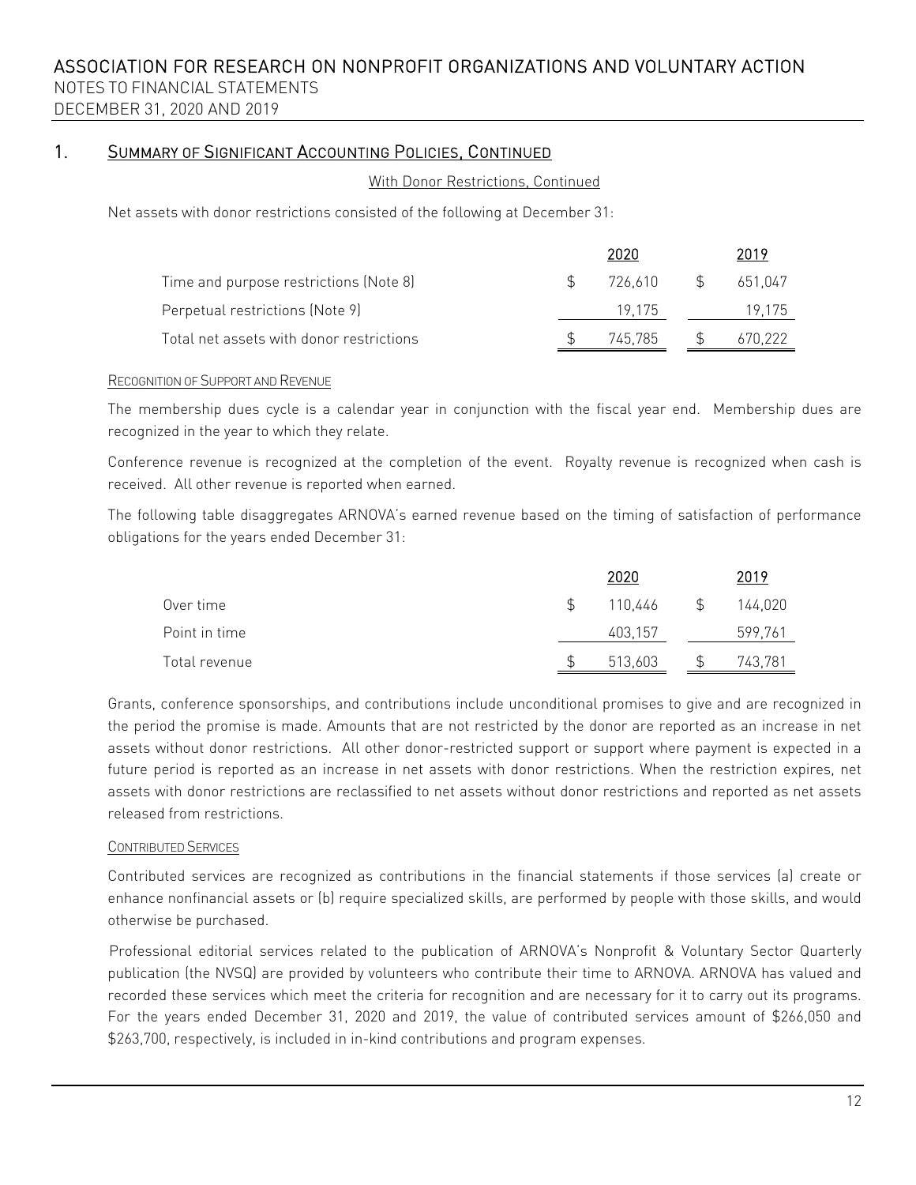## 1. Summary of Significant Accounting Policies, Continued

With Donor Restrictions, Continued

Net assets with donor restrictions consisted of the following at December 31:

| | 2020 | 2019 |
|---|---|---|
| Time and purpose restrictions (Note 8) | $ 726,610 | $ 651,047 |
| Perpetual restrictions (Note 9) | 19,175 | 19,175 |
| Total net assets with donor restrictions | $ 745,785 | $ 670,222 |

### Recognition of Support and Revenue

The membership dues cycle is a calendar year in conjunction with the fiscal year end. Membership dues are recognized in the year to which they relate.

Conference revenue is recognized at the completion of the event. Royalty revenue is recognized when cash is received. All other revenue is reported when earned.

The following table disaggregates ARNOVA's earned revenue based on the timing of satisfaction of performance obligations for the years ended December 31:

| | 2020 | 2019 |
|---|---|---|
| Over time | $ 110,446 | $ 144,020 |
| Point in time | 403,157 | 599,761 |
| Total revenue | $ 513,603 | $ 743,781 |

Grants, conference sponsorships, and contributions include unconditional promises to give and are recognized in the period the promise is made. Amounts that are not restricted by the donor are reported as an increase in net assets without donor restrictions. All other donor-restricted support or support where payment is expected in a future period is reported as an increase in net assets with donor restrictions. When the restriction expires, net assets with donor restrictions are reclassified to net assets without donor restrictions and reported as net assets released from restrictions.

### Contributed Services

Contributed services are recognized as contributions in the financial statements if those services (a) create or enhance nonfinancial assets or (b) require specialized skills, are performed by people with those skills, and would otherwise be purchased.

Professional editorial services related to the publication of ARNOVA's Nonprofit & Voluntary Sector Quarterly publication (the NVSQ) are provided by volunteers who contribute their time to ARNOVA. ARNOVA has valued and recorded these services which meet the criteria for recognition and are necessary for it to carry out its programs. For the years ended December 31, 2020 and 2019, the value of contributed services amount of $266,050 and $263,700, respectively, is included in in-kind contributions and program expenses.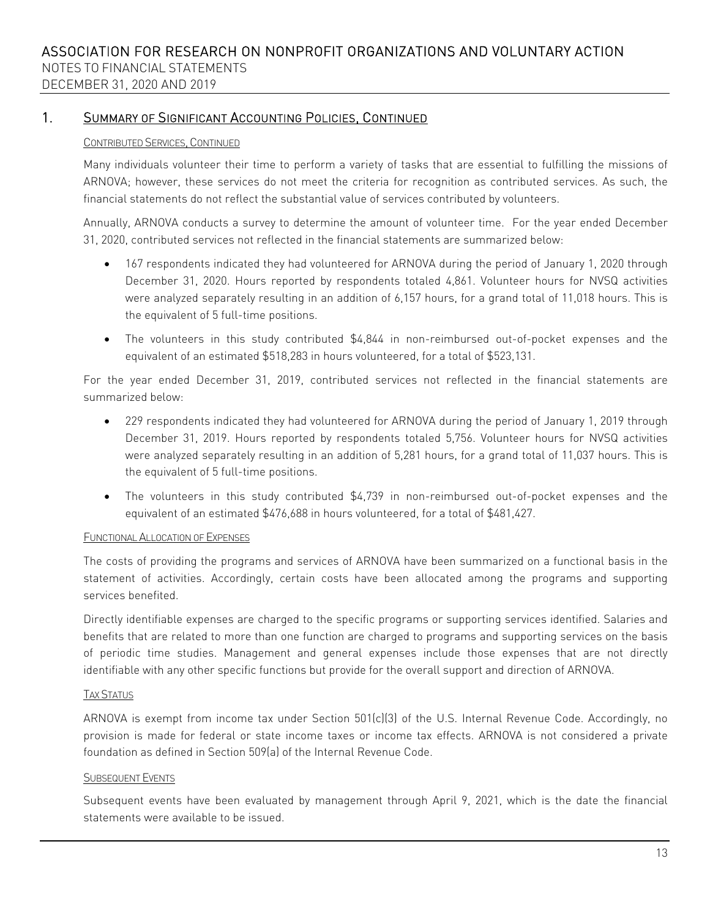## 1. Summary of Significant Accounting Policies, Continued

### Contributed Services, Continued

Many individuals volunteer their time to perform a variety of tasks that are essential to fulfilling the missions of ARNOVA; however, these services do not meet the criteria for recognition as contributed services. As such, the financial statements do not reflect the substantial value of services contributed by volunteers.

Annually, ARNOVA conducts a survey to determine the amount of volunteer time. For the year ended December 31, 2020, contributed services not reflected in the financial statements are summarized below:

- 167 respondents indicated they had volunteered for ARNOVA during the period of January 1, 2020 through December 31, 2020. Hours reported by respondents totaled 4,861. Volunteer hours for NVSQ activities were analyzed separately resulting in an addition of 6,157 hours, for a grand total of 11,018 hours. This is the equivalent of 5 full-time positions.
- The volunteers in this study contributed $4,844 in non-reimbursed out-of-pocket expenses and the equivalent of an estimated $518,283 in hours volunteered, for a total of $523,131.

For the year ended December 31, 2019, contributed services not reflected in the financial statements are summarized below:

- 229 respondents indicated they had volunteered for ARNOVA during the period of January 1, 2019 through December 31, 2019. Hours reported by respondents totaled 5,756. Volunteer hours for NVSQ activities were analyzed separately resulting in an addition of 5,281 hours, for a grand total of 11,037 hours. This is the equivalent of 5 full-time positions.
- The volunteers in this study contributed $4,739 in non-reimbursed out-of-pocket expenses and the equivalent of an estimated $476,688 in hours volunteered, for a total of $481,427.

### Functional Allocation of Expenses

The costs of providing the programs and services of ARNOVA have been summarized on a functional basis in the statement of activities. Accordingly, certain costs have been allocated among the programs and supporting services benefited.

Directly identifiable expenses are charged to the specific programs or supporting services identified. Salaries and benefits that are related to more than one function are charged to programs and supporting services on the basis of periodic time studies. Management and general expenses include those expenses that are not directly identifiable with any other specific functions but provide for the overall support and direction of ARNOVA.

### Tax Status

ARNOVA is exempt from income tax under Section 501(c)(3) of the U.S. Internal Revenue Code. Accordingly, no provision is made for federal or state income taxes or income tax effects. ARNOVA is not considered a private foundation as defined in Section 509(a) of the Internal Revenue Code.

### Subsequent Events

Subsequent events have been evaluated by management through April 9, 2021, which is the date the financial statements were available to be issued.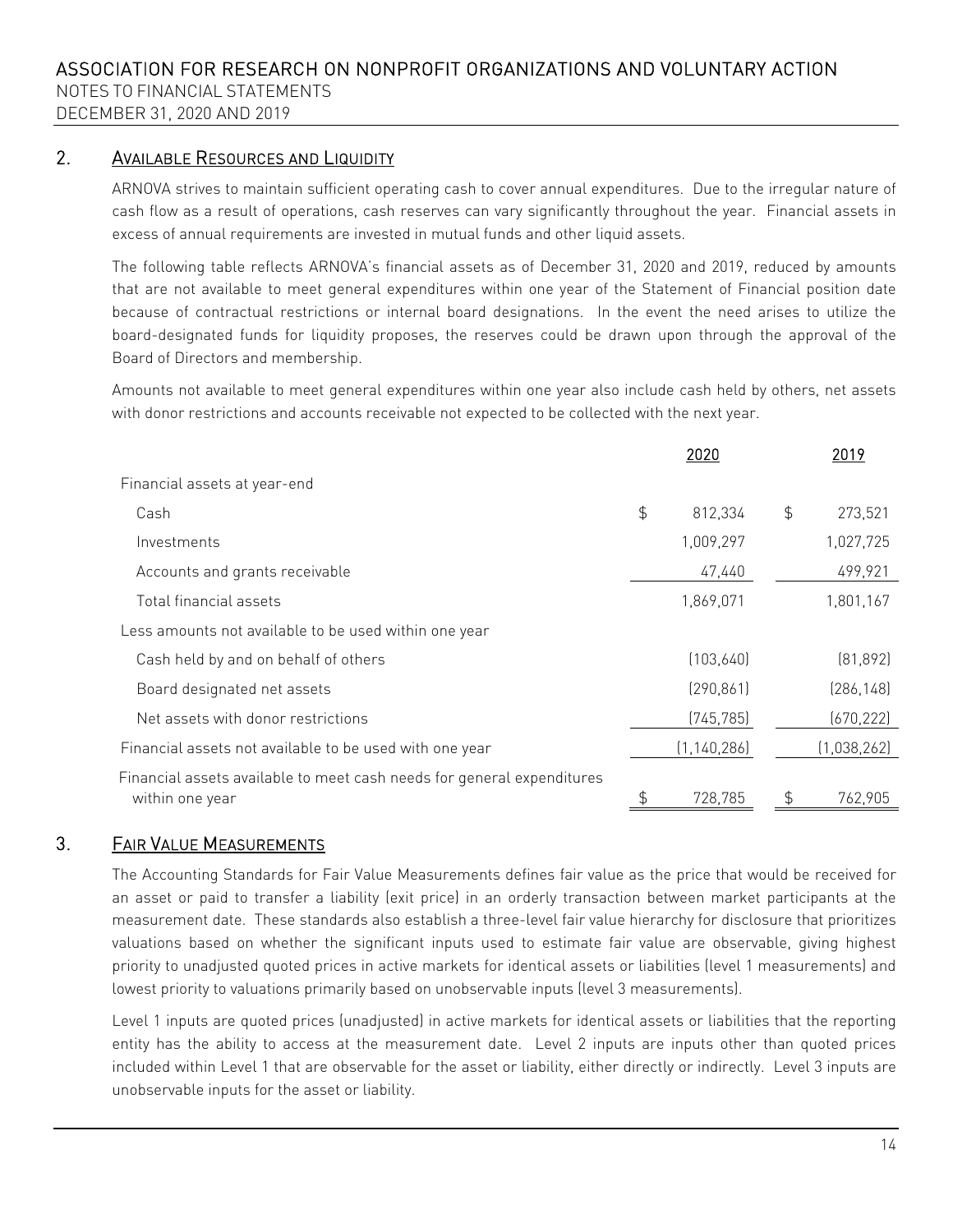## 2. Available Resources and Liquidity

ARNOVA strives to maintain sufficient operating cash to cover annual expenditures. Due to the irregular nature of cash flow as a result of operations, cash reserves can vary significantly throughout the year. Financial assets in excess of annual requirements are invested in mutual funds and other liquid assets.

The following table reflects ARNOVA's financial assets as of December 31, 2020 and 2019, reduced by amounts that are not available to meet general expenditures within one year of the Statement of Financial position date because of contractual restrictions or internal board designations. In the event the need arises to utilize the board-designated funds for liquidity proposes, the reserves could be drawn upon through the approval of the Board of Directors and membership.

Amounts not available to meet general expenditures within one year also include cash held by others, net assets with donor restrictions and accounts receivable not expected to be collected with the next year.

| | 2020 | 2019 |
|---|---|---|
| Financial assets at year-end | | |
| Cash | $ 812,334 | $ 273,521 |
| Investments | 1,009,297 | 1,027,725 |
| Accounts and grants receivable | 47,440 | 499,921 |
| Total financial assets | 1,869,071 | 1,801,167 |
| Less amounts not available to be used within one year | | |
| Cash held by and on behalf of others | (103,640) | (81,892) |
| Board designated net assets | (290,861) | (286,148) |
| Net assets with donor restrictions | (745,785) | (670,222) |
| Financial assets not available to be used with one year | (1,140,286) | (1,038,262) |
| Financial assets available to meet cash needs for general expenditures within one year | $ 728,785 | $ 762,905 |

## 3. Fair Value Measurements

The Accounting Standards for Fair Value Measurements defines fair value as the price that would be received for an asset or paid to transfer a liability (exit price) in an orderly transaction between market participants at the measurement date. These standards also establish a three-level fair value hierarchy for disclosure that prioritizes valuations based on whether the significant inputs used to estimate fair value are observable, giving highest priority to unadjusted quoted prices in active markets for identical assets or liabilities (level 1 measurements) and lowest priority to valuations primarily based on unobservable inputs (level 3 measurements).

Level 1 inputs are quoted prices (unadjusted) in active markets for identical assets or liabilities that the reporting entity has the ability to access at the measurement date. Level 2 inputs are inputs other than quoted prices included within Level 1 that are observable for the asset or liability, either directly or indirectly. Level 3 inputs are unobservable inputs for the asset or liability.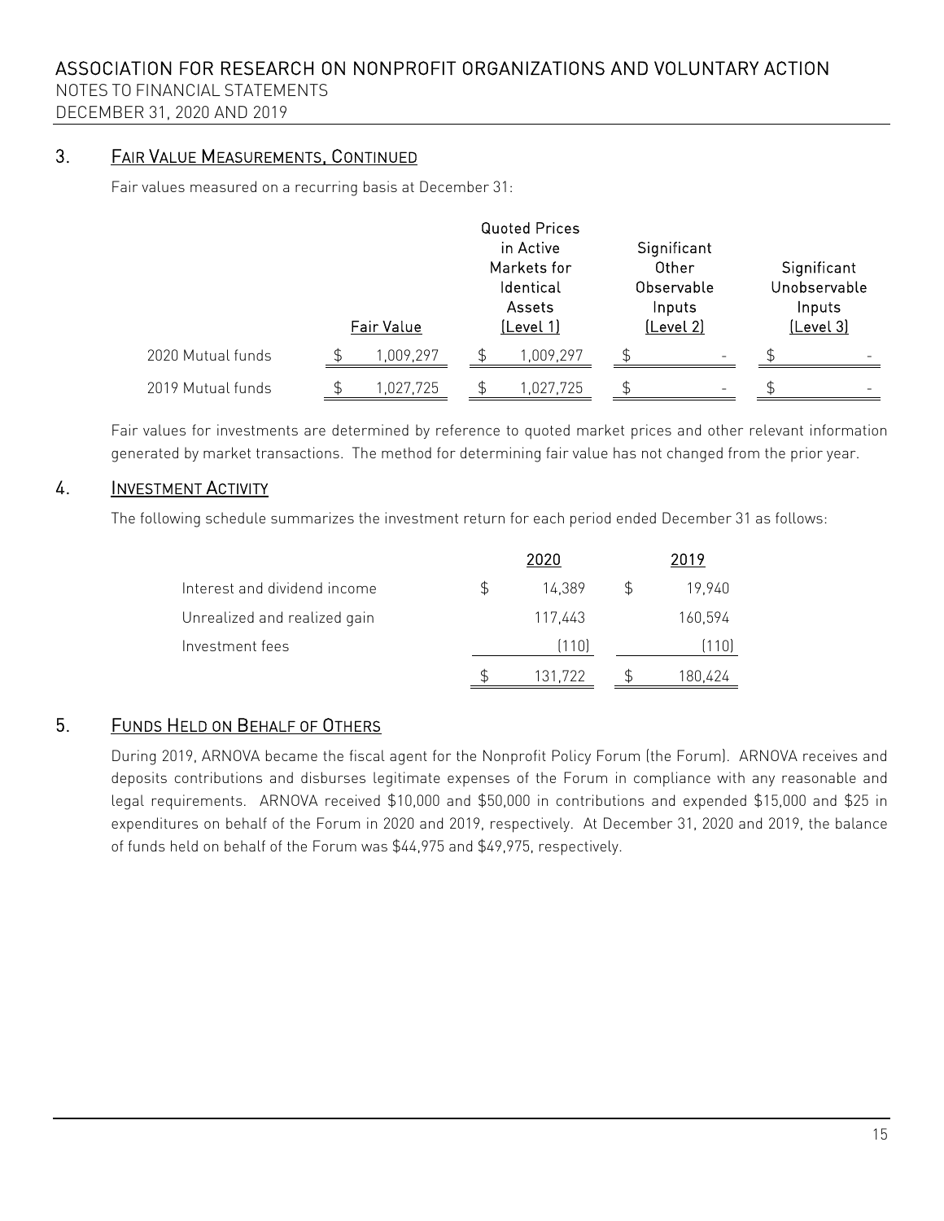## 3. Fair Value Measurements, Continued

Fair values measured on a recurring basis at December 31:

| | Fair Value | Quoted Prices in Active Markets for Identical Assets (Level 1) | Significant Other Observable Inputs (Level 2) | Significant Unobservable Inputs (Level 3) |
|---|---|---|---|---|
| 2020 Mutual funds | $ 1,009,297 | $ 1,009,297 | $ - | $ - |
| 2019 Mutual funds | $ 1,027,725 | $ 1,027,725 | $ - | $ - |

Fair values for investments are determined by reference to quoted market prices and other relevant information generated by market transactions. The method for determining fair value has not changed from the prior year.

## 4. Investment Activity

The following schedule summarizes the investment return for each period ended December 31 as follows:

| | 2020 | 2019 |
|---|---|---|
| Interest and dividend income | $ 14,389 | $ 19,940 |
| Unrealized and realized gain | 117,443 | 160,594 |
| Investment fees | (110) | (110) |
| | $ 131,722 | $ 180,424 |

## 5. Funds Held on Behalf of Others

During 2019, ARNOVA became the fiscal agent for the Nonprofit Policy Forum (the Forum). ARNOVA receives and deposits contributions and disburses legitimate expenses of the Forum in compliance with any reasonable and legal requirements. ARNOVA received $10,000 and $50,000 in contributions and expended $15,000 and $25 in expenditures on behalf of the Forum in 2020 and 2019, respectively. At December 31, 2020 and 2019, the balance of funds held on behalf of the Forum was $44,975 and $49,975, respectively.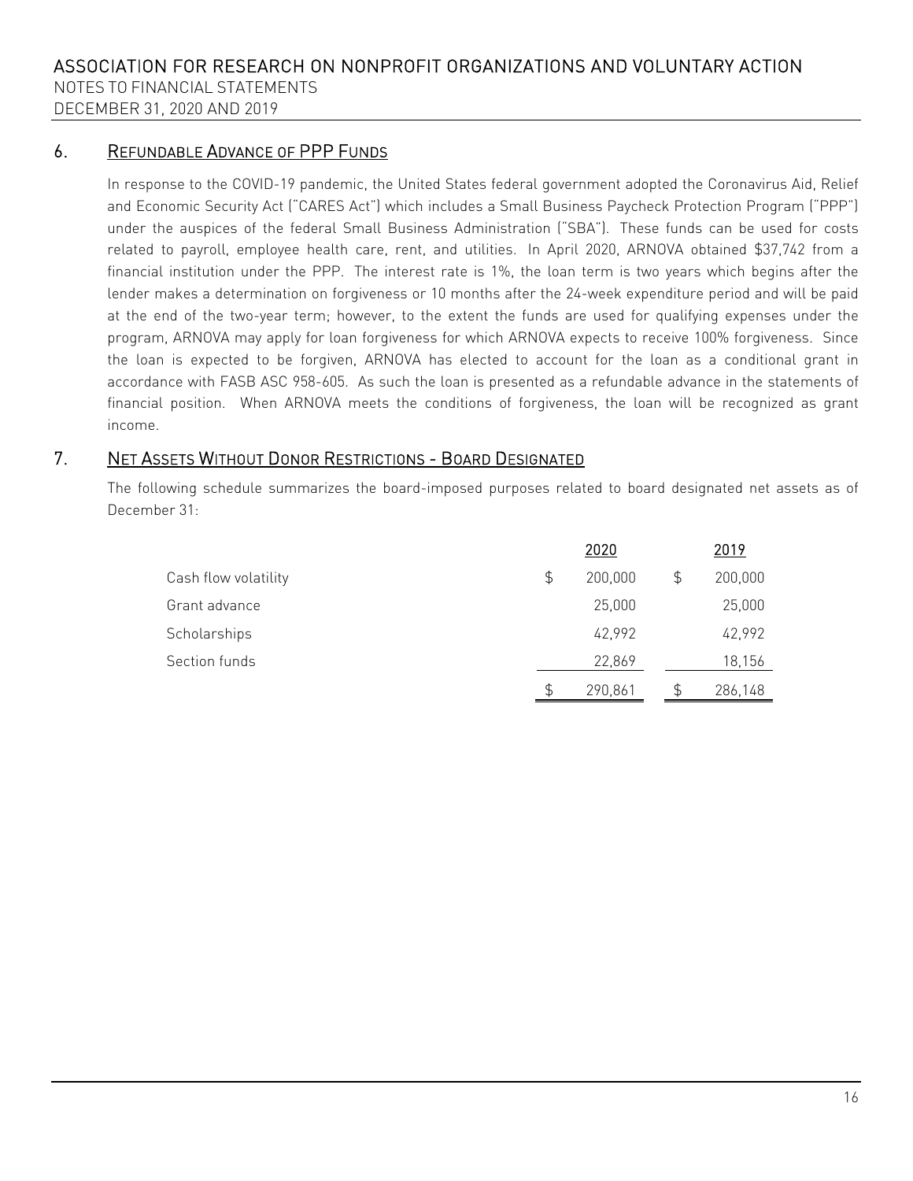## 6. Refundable Advance of PPP Funds

In response to the COVID-19 pandemic, the United States federal government adopted the Coronavirus Aid, Relief and Economic Security Act ("CARES Act") which includes a Small Business Paycheck Protection Program ("PPP") under the auspices of the federal Small Business Administration ("SBA"). These funds can be used for costs related to payroll, employee health care, rent, and utilities. In April 2020, ARNOVA obtained $37,742 from a financial institution under the PPP. The interest rate is 1%, the loan term is two years which begins after the lender makes a determination on forgiveness or 10 months after the 24-week expenditure period and will be paid at the end of the two-year term; however, to the extent the funds are used for qualifying expenses under the program, ARNOVA may apply for loan forgiveness for which ARNOVA expects to receive 100% forgiveness. Since the loan is expected to be forgiven, ARNOVA has elected to account for the loan as a conditional grant in accordance with FASB ASC 958-605. As such the loan is presented as a refundable advance in the statements of financial position. When ARNOVA meets the conditions of forgiveness, the loan will be recognized as grant income.

## 7. Net Assets Without Donor Restrictions - Board Designated

The following schedule summarizes the board-imposed purposes related to board designated net assets as of December 31:

| | 2020 | 2019 |
|---|---|---|
| Cash flow volatility | $ 200,000 | $ 200,000 |
| Grant advance | 25,000 | 25,000 |
| Scholarships | 42,992 | 42,992 |
| Section funds | 22,869 | 18,156 |
| | $ 290,861 | $ 286,148 |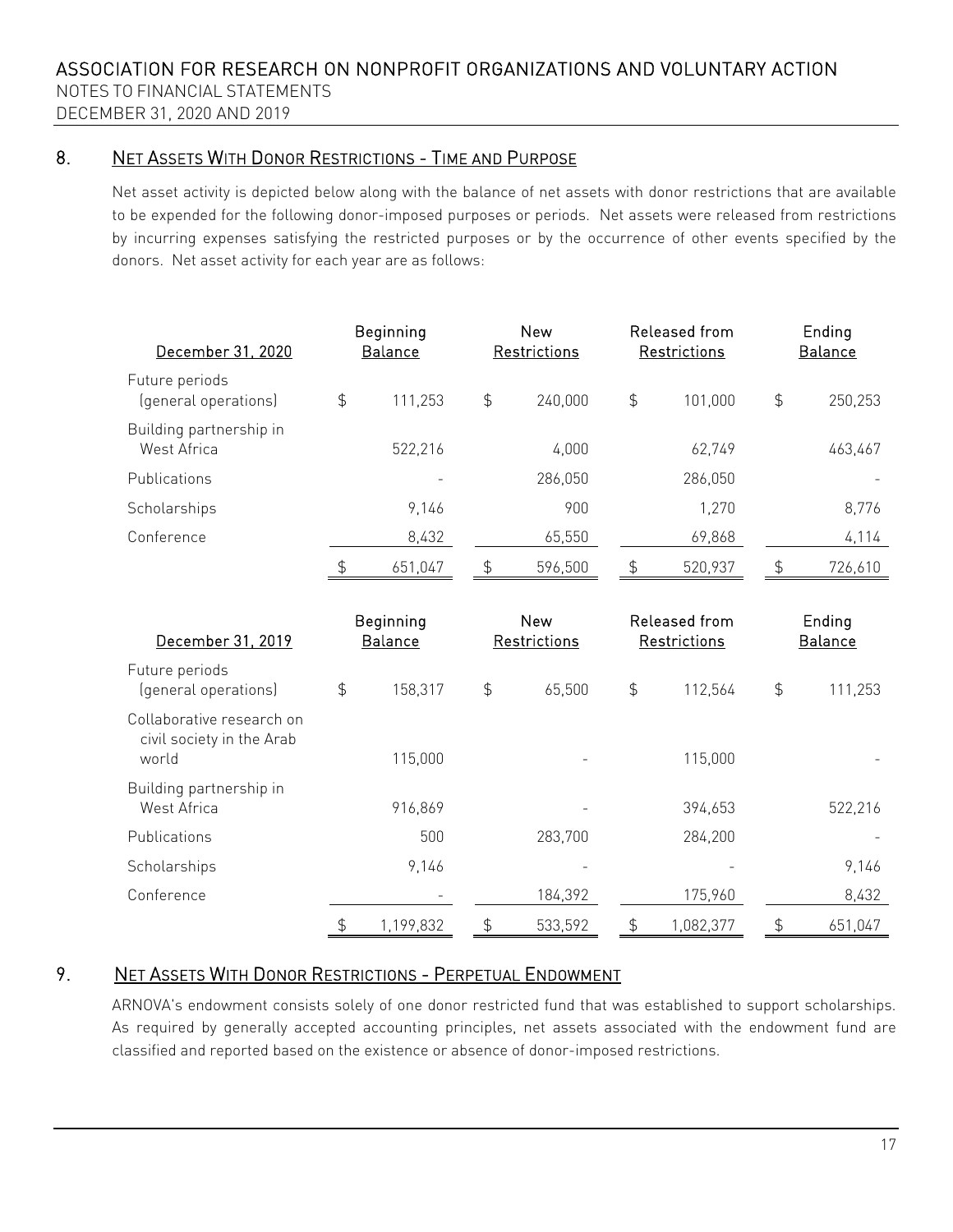## 8. Net Assets With Donor Restrictions - Time and Purpose

Net asset activity is depicted below along with the balance of net assets with donor restrictions that are available to be expended for the following donor-imposed purposes or periods. Net assets were released from restrictions by incurring expenses satisfying the restricted purposes or by the occurrence of other events specified by the donors. Net asset activity for each year are as follows:

| December 31, 2020 | Beginning Balance | New Restrictions | Released from Restrictions | Ending Balance |
|---|---|---|---|---|
| Future periods (general operations) | $ 111,253 | $ 240,000 | $ 101,000 | $ 250,253 |
| Building partnership in West Africa | 522,216 | 4,000 | 62,749 | 463,467 |
| Publications | - | 286,050 | 286,050 | - |
| Scholarships | 9,146 | 900 | 1,270 | 8,776 |
| Conference | 8,432 | 65,550 | 69,868 | 4,114 |
| | $ 651,047 | $ 596,500 | $ 520,937 | $ 726,610 |

| December 31, 2019 | Beginning Balance | New Restrictions | Released from Restrictions | Ending Balance |
|---|---|---|---|---|
| Future periods (general operations) | $ 158,317 | $ 65,500 | $ 112,564 | $ 111,253 |
| Collaborative research on civil society in the Arab world | 115,000 | - | 115,000 | - |
| Building partnership in West Africa | 916,869 | - | 394,653 | 522,216 |
| Publications | 500 | 283,700 | 284,200 | - |
| Scholarships | 9,146 | - | - | 9,146 |
| Conference | - | 184,392 | 175,960 | 8,432 |
| | $ 1,199,832 | $ 533,592 | $ 1,082,377 | $ 651,047 |

## 9. Net Assets With Donor Restrictions - Perpetual Endowment

ARNOVA's endowment consists solely of one donor restricted fund that was established to support scholarships. As required by generally accepted accounting principles, net assets associated with the endowment fund are classified and reported based on the existence or absence of donor-imposed restrictions.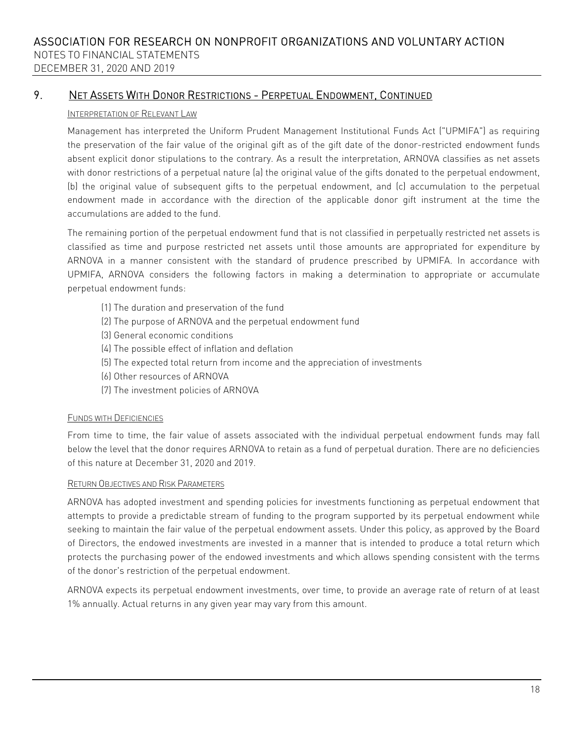## 9. Net Assets With Donor Restrictions - Perpetual Endowment, Continued

### Interpretation of Relevant Law

Management has interpreted the Uniform Prudent Management Institutional Funds Act ("UPMIFA") as requiring the preservation of the fair value of the original gift as of the gift date of the donor-restricted endowment funds absent explicit donor stipulations to the contrary. As a result the interpretation, ARNOVA classifies as net assets with donor restrictions of a perpetual nature (a) the original value of the gifts donated to the perpetual endowment, (b) the original value of subsequent gifts to the perpetual endowment, and (c) accumulation to the perpetual endowment made in accordance with the direction of the applicable donor gift instrument at the time the accumulations are added to the fund.

The remaining portion of the perpetual endowment fund that is not classified in perpetually restricted net assets is classified as time and purpose restricted net assets until those amounts are appropriated for expenditure by ARNOVA in a manner consistent with the standard of prudence prescribed by UPMIFA. In accordance with UPMIFA, ARNOVA considers the following factors in making a determination to appropriate or accumulate perpetual endowment funds:

(1) The duration and preservation of the fund
(2) The purpose of ARNOVA and the perpetual endowment fund
(3) General economic conditions
(4) The possible effect of inflation and deflation
(5) The expected total return from income and the appreciation of investments
(6) Other resources of ARNOVA
(7) The investment policies of ARNOVA

### Funds with Deficiencies

From time to time, the fair value of assets associated with the individual perpetual endowment funds may fall below the level that the donor requires ARNOVA to retain as a fund of perpetual duration. There are no deficiencies of this nature at December 31, 2020 and 2019.

### Return Objectives and Risk Parameters

ARNOVA has adopted investment and spending policies for investments functioning as perpetual endowment that attempts to provide a predictable stream of funding to the program supported by its perpetual endowment while seeking to maintain the fair value of the perpetual endowment assets. Under this policy, as approved by the Board of Directors, the endowed investments are invested in a manner that is intended to produce a total return which protects the purchasing power of the endowed investments and which allows spending consistent with the terms of the donor's restriction of the perpetual endowment.

ARNOVA expects its perpetual endowment investments, over time, to provide an average rate of return of at least 1% annually. Actual returns in any given year may vary from this amount.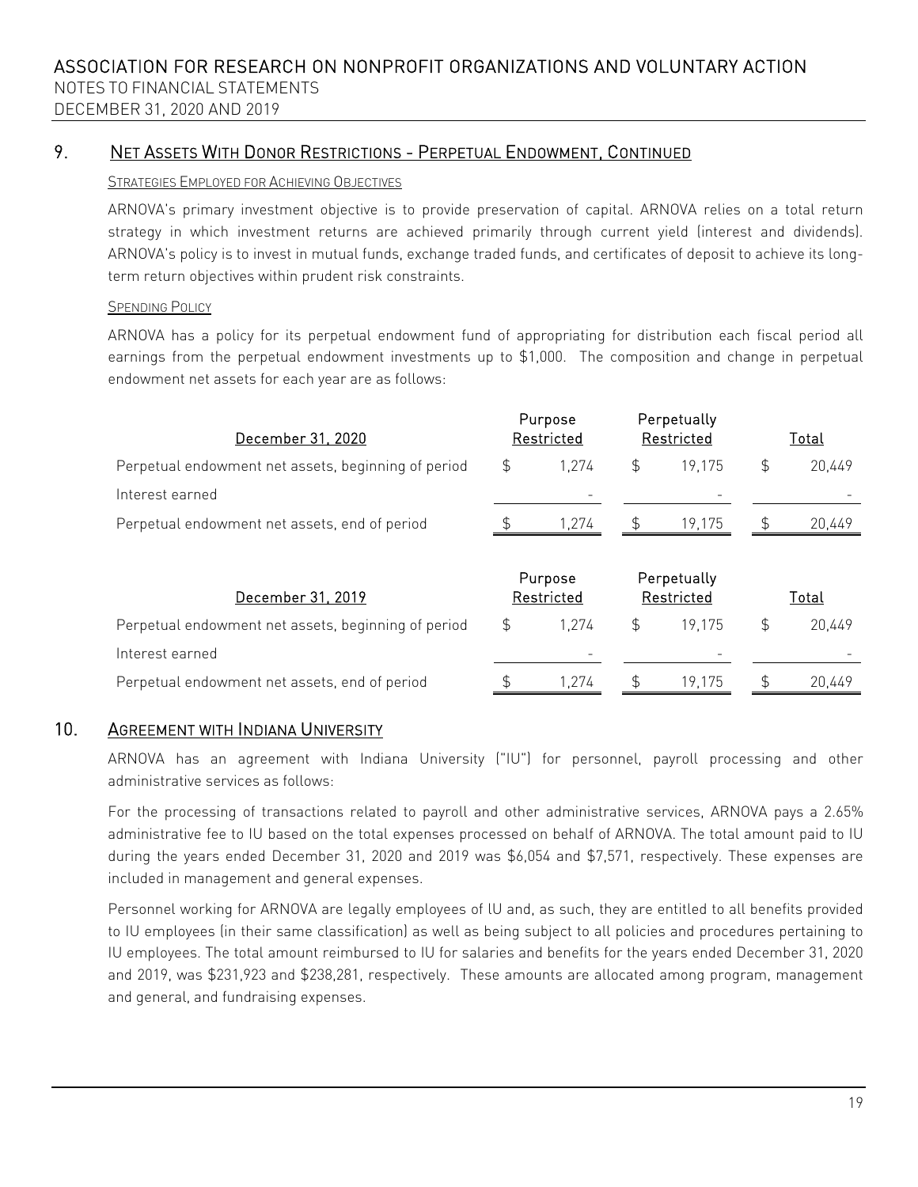## 9. Net Assets With Donor Restrictions - Perpetual Endowment, Continued

#### Strategies Employed for Achieving Objectives

ARNOVA's primary investment objective is to provide preservation of capital. ARNOVA relies on a total return strategy in which investment returns are achieved primarily through current yield (interest and dividends). ARNOVA's policy is to invest in mutual funds, exchange traded funds, and certificates of deposit to achieve its long-term return objectives within prudent risk constraints.

#### Spending Policy

ARNOVA has a policy for its perpetual endowment fund of appropriating for distribution each fiscal period all earnings from the perpetual endowment investments up to $1,000. The composition and change in perpetual endowment net assets for each year are as follows:

| December 31, 2020 | Purpose Restricted | Perpetually Restricted | Total |
|---|---|---|---|
| Perpetual endowment net assets, beginning of period | $ 1,274 | $ 19,175 | $ 20,449 |
| Interest earned | - | - | - |
| Perpetual endowment net assets, end of period | $ 1,274 | $ 19,175 | $ 20,449 |

| December 31, 2019 | Purpose Restricted | Perpetually Restricted | Total |
|---|---|---|---|
| Perpetual endowment net assets, beginning of period | $ 1,274 | $ 19,175 | $ 20,449 |
| Interest earned | - | - | - |
| Perpetual endowment net assets, end of period | $ 1,274 | $ 19,175 | $ 20,449 |

## 10. Agreement with Indiana University

ARNOVA has an agreement with Indiana University ("IU") for personnel, payroll processing and other administrative services as follows:

For the processing of transactions related to payroll and other administrative services, ARNOVA pays a 2.65% administrative fee to IU based on the total expenses processed on behalf of ARNOVA. The total amount paid to IU during the years ended December 31, 2020 and 2019 was $6,054 and $7,571, respectively. These expenses are included in management and general expenses.

Personnel working for ARNOVA are legally employees of IU and, as such, they are entitled to all benefits provided to IU employees (in their same classification) as well as being subject to all policies and procedures pertaining to IU employees. The total amount reimbursed to IU for salaries and benefits for the years ended December 31, 2020 and 2019, was $231,923 and $238,281, respectively. These amounts are allocated among program, management and general, and fundraising expenses.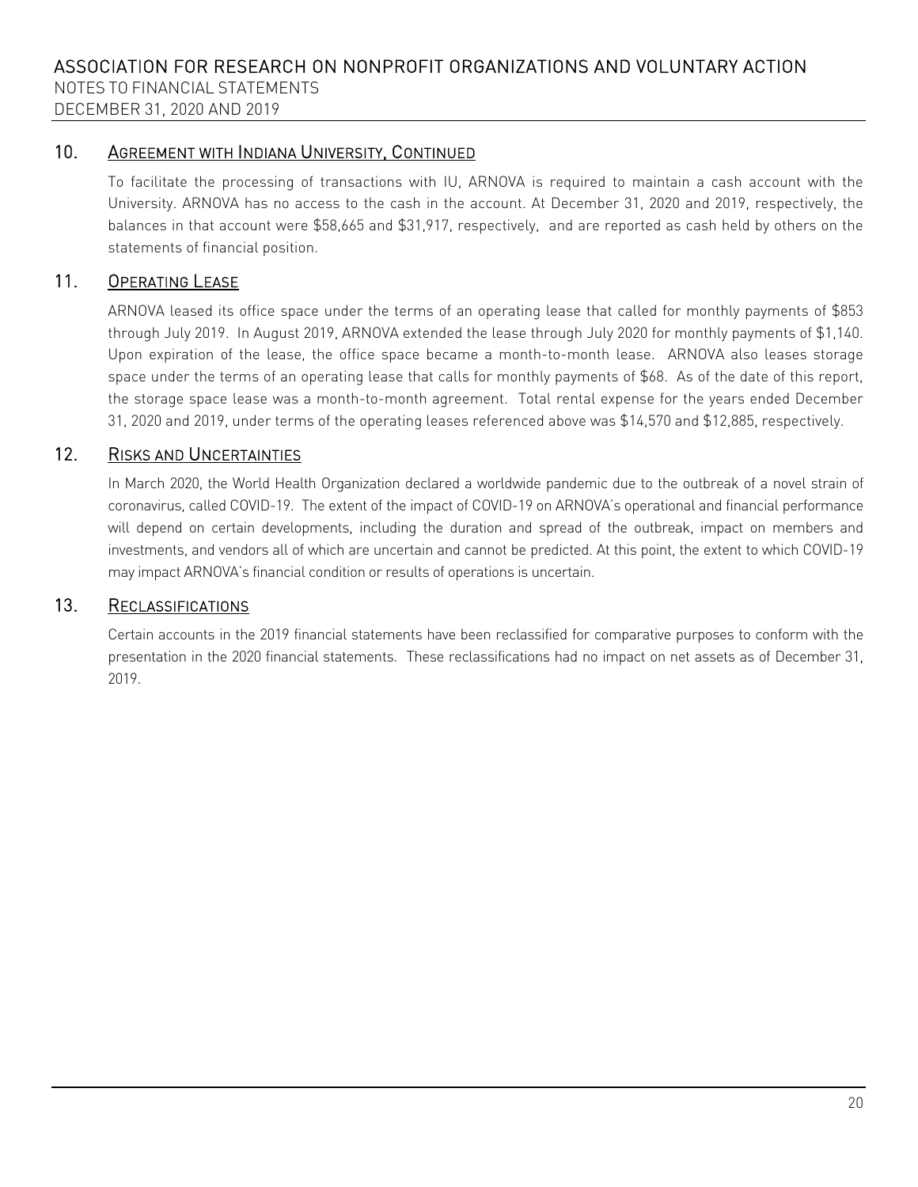## 10. Agreement with Indiana University, Continued

To facilitate the processing of transactions with IU, ARNOVA is required to maintain a cash account with the University. ARNOVA has no access to the cash in the account. At December 31, 2020 and 2019, respectively, the balances in that account were $58,665 and $31,917, respectively, and are reported as cash held by others on the statements of financial position.

## 11. Operating Lease

ARNOVA leased its office space under the terms of an operating lease that called for monthly payments of $853 through July 2019. In August 2019, ARNOVA extended the lease through July 2020 for monthly payments of $1,140. Upon expiration of the lease, the office space became a month-to-month lease. ARNOVA also leases storage space under the terms of an operating lease that calls for monthly payments of $68. As of the date of this report, the storage space lease was a month-to-month agreement. Total rental expense for the years ended December 31, 2020 and 2019, under terms of the operating leases referenced above was $14,570 and $12,885, respectively.

## 12. Risks and Uncertainties

In March 2020, the World Health Organization declared a worldwide pandemic due to the outbreak of a novel strain of coronavirus, called COVID-19. The extent of the impact of COVID-19 on ARNOVA's operational and financial performance will depend on certain developments, including the duration and spread of the outbreak, impact on members and investments, and vendors all of which are uncertain and cannot be predicted. At this point, the extent to which COVID-19 may impact ARNOVA's financial condition or results of operations is uncertain.

## 13. Reclassifications

Certain accounts in the 2019 financial statements have been reclassified for comparative purposes to conform with the presentation in the 2020 financial statements. These reclassifications had no impact on net assets as of December 31, 2019.